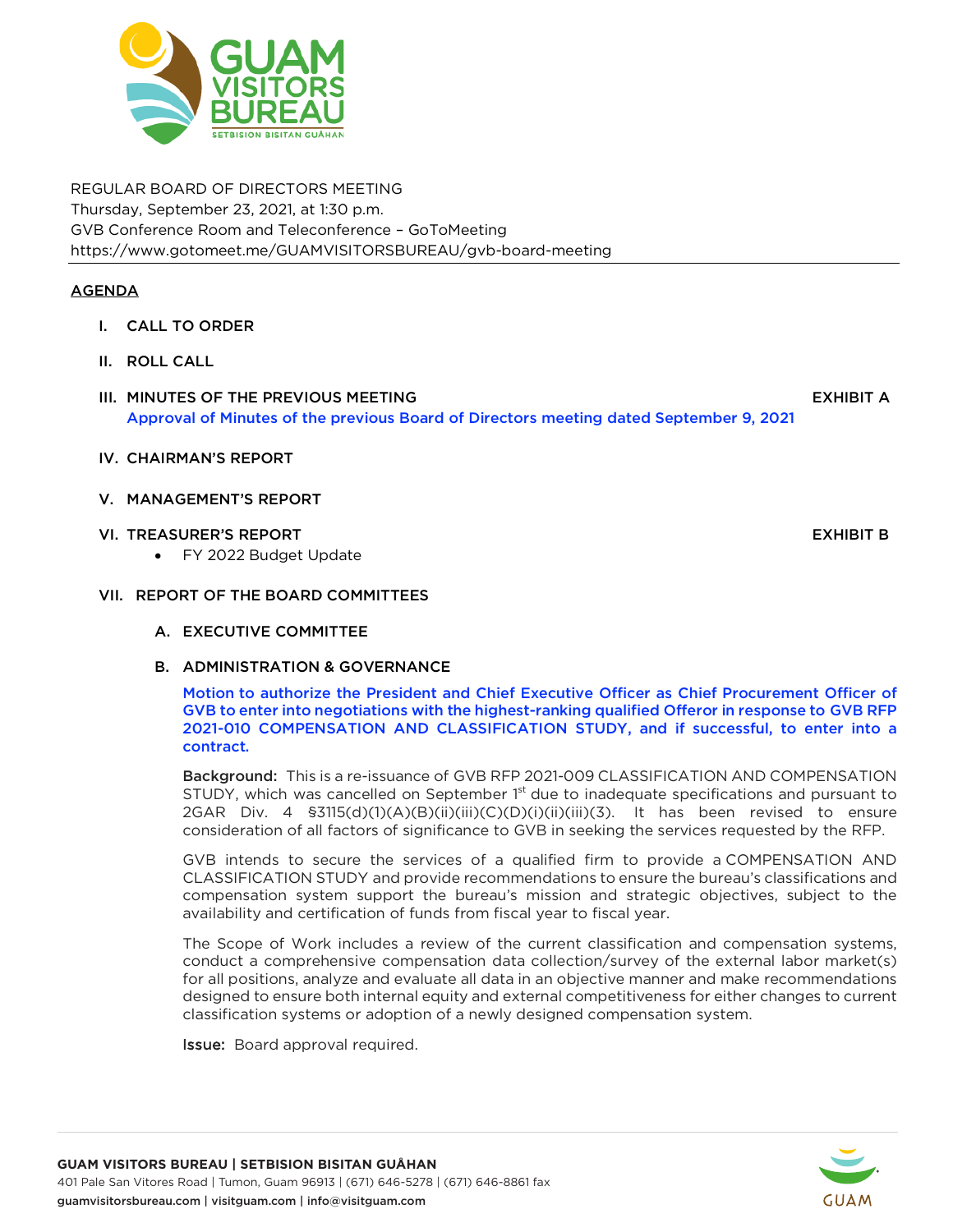REGULAR BOARD OF DIRECTORS MEETING
Thursday, September 23, 2021, at 1:30 p.m.
GVB Conference Room and Teleconference – GoToMeeting
https://www.gotomeet.me/GUAMVISITORSBUREAU/gvb-board-meeting

## AGENDA

I. CALL TO ORDER

II. ROLL CALL

III. MINUTES OF THE PREVIOUS MEETING — **EXHIBIT A**
Approval of Minutes of the previous Board of Directors meeting dated September 9, 2021

IV. CHAIRMAN'S REPORT

V. MANAGEMENT'S REPORT

VI. TREASURER'S REPORT — **EXHIBIT B**
- FY 2022 Budget Update

VII. REPORT OF THE BOARD COMMITTEES

A. EXECUTIVE COMMITTEE

B. ADMINISTRATION & GOVERNANCE

**Motion to authorize the President and Chief Executive Officer as Chief Procurement Officer of GVB to enter into negotiations with the highest-ranking qualified Offeror in response to GVB RFP 2021-010 COMPENSATION AND CLASSIFICATION STUDY, and if successful, to enter into a contract.**

**Background:** This is a re-issuance of GVB RFP 2021-009 CLASSIFICATION AND COMPENSATION STUDY, which was cancelled on September 1st due to inadequate specifications and pursuant to 2GAR Div. 4 §3115(d)(1)(A)(B)(ii)(iii)(C)(D)(i)(ii)(iii)(3). It has been revised to ensure consideration of all factors of significance to GVB in seeking the services requested by the RFP.

GVB intends to secure the services of a qualified firm to provide a COMPENSATION AND CLASSIFICATION STUDY and provide recommendations to ensure the bureau's classifications and compensation system support the bureau's mission and strategic objectives, subject to the availability and certification of funds from fiscal year to fiscal year.

The Scope of Work includes a review of the current classification and compensation systems, conduct a comprehensive compensation data collection/survey of the external labor market(s) for all positions, analyze and evaluate all data in an objective manner and make recommendations designed to ensure both internal equity and external competitiveness for either changes to current classification systems or adoption of a newly designed compensation system.

**Issue:** Board approval required.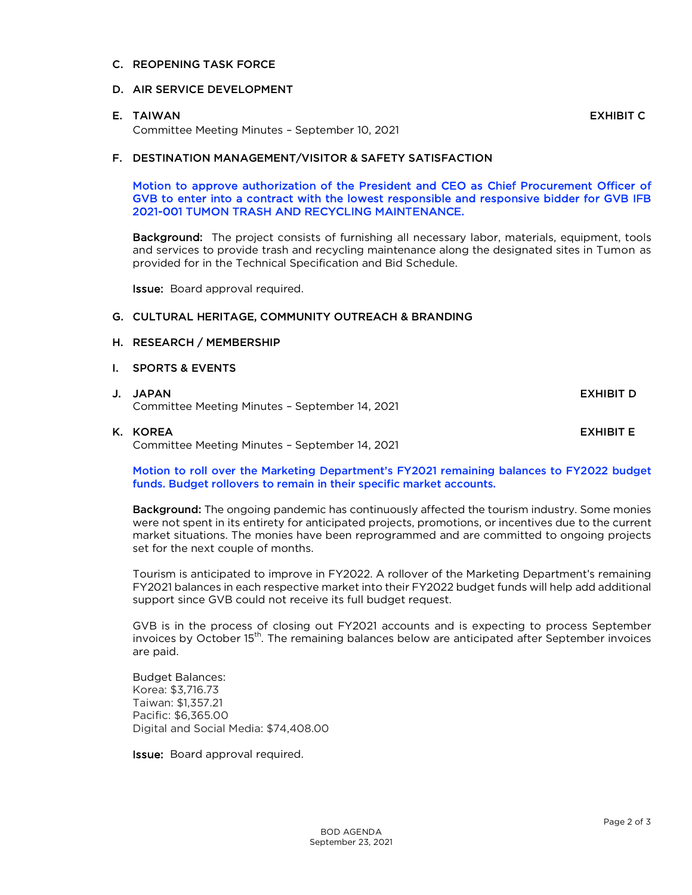**C. REOPENING TASK FORCE**

**D. AIR SERVICE DEVELOPMENT**

**E. TAIWAN** **EXHIBIT C**

Committee Meeting Minutes – September 10, 2021

**F. DESTINATION MANAGEMENT/VISITOR & SAFETY SATISFACTION**

Motion to approve authorization of the President and CEO as Chief Procurement Officer of GVB to enter into a contract with the lowest responsible and responsive bidder for GVB IFB 2021-001 TUMON TRASH AND RECYCLING MAINTENANCE.

**Background:** The project consists of furnishing all necessary labor, materials, equipment, tools and services to provide trash and recycling maintenance along the designated sites in Tumon as provided for in the Technical Specification and Bid Schedule.

**Issue:** Board approval required.

**G. CULTURAL HERITAGE, COMMUNITY OUTREACH & BRANDING**

**H. RESEARCH / MEMBERSHIP**

**I. SPORTS & EVENTS**

**J. JAPAN** **EXHIBIT D**

Committee Meeting Minutes – September 14, 2021

**K. KOREA** **EXHIBIT E**

Committee Meeting Minutes – September 14, 2021

Motion to roll over the Marketing Department's FY2021 remaining balances to FY2022 budget funds. Budget rollovers to remain in their specific market accounts.

**Background:** The ongoing pandemic has continuously affected the tourism industry. Some monies were not spent in its entirety for anticipated projects, promotions, or incentives due to the current market situations. The monies have been reprogrammed and are committed to ongoing projects set for the next couple of months.

Tourism is anticipated to improve in FY2022. A rollover of the Marketing Department's remaining FY2021 balances in each respective market into their FY2022 budget funds will help add additional support since GVB could not receive its full budget request.

GVB is in the process of closing out FY2021 accounts and is expecting to process September invoices by October 15th. The remaining balances below are anticipated after September invoices are paid.

Budget Balances:
Korea: $3,716.73
Taiwan: $1,357.21
Pacific: $6,365.00
Digital and Social Media: $74,408.00

**Issue:** Board approval required.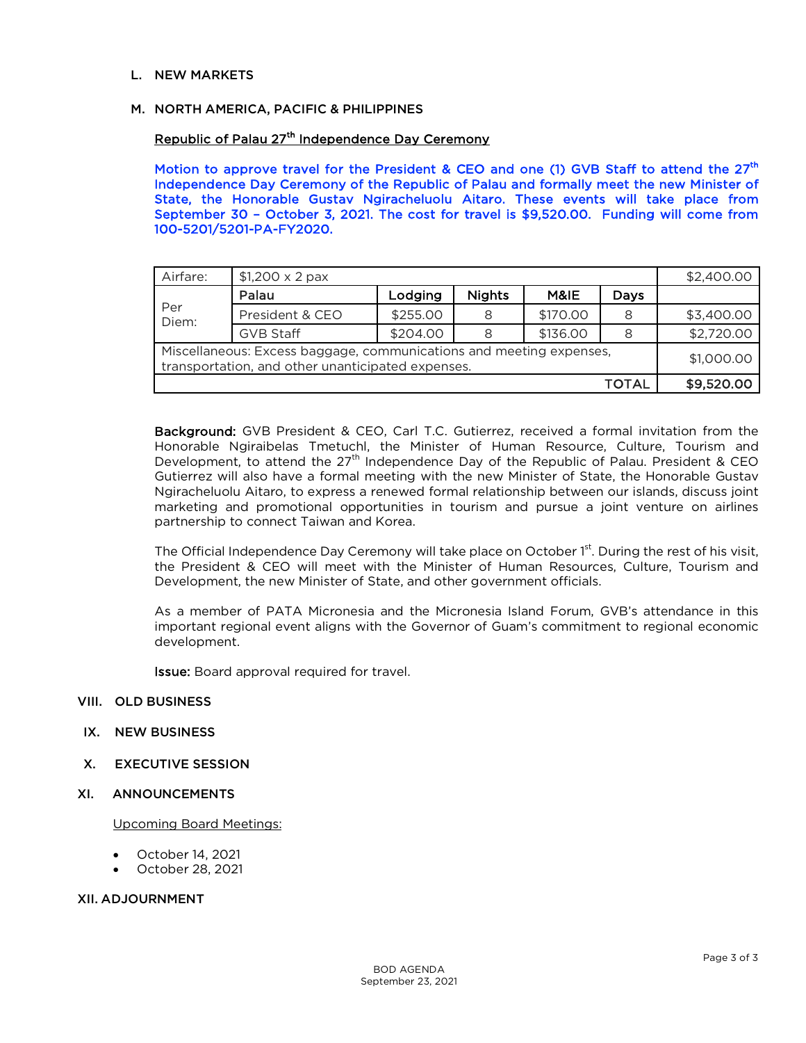L. NEW MARKETS

M. NORTH AMERICA, PACIFIC & PHILIPPINES

Republic of Palau 27th Independence Day Ceremony

Motion to approve travel for the President & CEO and one (1) GVB Staff to attend the 27th Independence Day Ceremony of the Republic of Palau and formally meet the new Minister of State, the Honorable Gustav Ngiracheluolu Aitaro. These events will take place from September 30 – October 3, 2021. The cost for travel is $9,520.00. Funding will come from 100-5201/5201-PA-FY2020.

| | | | | | | |
|---|---|---|---|---|---|---|
| Airfare: | $1,200 x 2 pax | | | | | $2,400.00 |
| Per Diem: | Palau | Lodging | Nights | M&IE | Days | |
| | President & CEO | $255.00 | 8 | $170.00 | 8 | $3,400.00 |
| | GVB Staff | $204.00 | 8 | $136.00 | 8 | $2,720.00 |
| Miscellaneous: Excess baggage, communications and meeting expenses, transportation, and other unanticipated expenses. | | | | | | $1,000.00 |
| | | | | | **TOTAL** | **$9,520.00** |

**Background:** GVB President & CEO, Carl T.C. Gutierrez, received a formal invitation from the Honorable Ngiraibelas Tmetuchl, the Minister of Human Resource, Culture, Tourism and Development, to attend the 27th Independence Day of the Republic of Palau. President & CEO Gutierrez will also have a formal meeting with the new Minister of State, the Honorable Gustav Ngiracheluolu Aitaro, to express a renewed formal relationship between our islands, discuss joint marketing and promotional opportunities in tourism and pursue a joint venture on airlines partnership to connect Taiwan and Korea.

The Official Independence Day Ceremony will take place on October 1st. During the rest of his visit, the President & CEO will meet with the Minister of Human Resources, Culture, Tourism and Development, the new Minister of State, and other government officials.

As a member of PATA Micronesia and the Micronesia Island Forum, GVB's attendance in this important regional event aligns with the Governor of Guam's commitment to regional economic development.

**Issue:** Board approval required for travel.

VIII. OLD BUSINESS

IX. NEW BUSINESS

X. EXECUTIVE SESSION

XI. ANNOUNCEMENTS

Upcoming Board Meetings:

- October 14, 2021
- October 28, 2021

XII. ADJOURNMENT